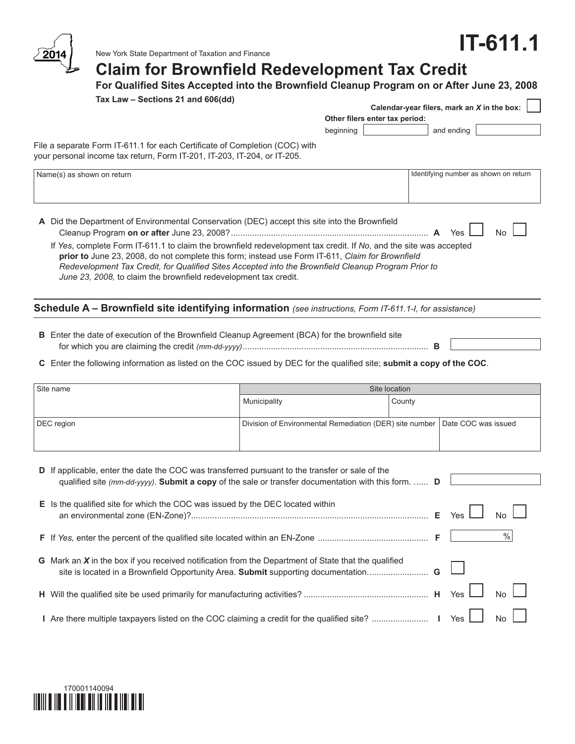2014

New York State Department of Taxation and Finance

# IT-611.1

## Claim for Brownfield Redevelopment Tax Credit

### For Qualified Sites Accepted into the Brownfield Cleanup Program on or After June 23, 2008

**Tax Law – Sections 21 and 606(dd)**

**Calendar-year filers, mark an *X* in the box:** ☐

**Other filers enter tax period:**

beginning __________ and ending __________

File a separate Form IT-611.1 for each Certificate of Completion (COC) with your personal income tax return, Form IT-201, IT-203, IT-204, or IT-205.

| Name(s) as shown on return | Identifying number as shown on return |
|---|---|
| | |

**A** Did the Department of Environmental Conservation (DEC) accept this site into the Brownfield Cleanup Program **on or after** June 23, 2008? .......... **A** Yes ☐ No ☐

If *Yes*, complete Form IT-611.1 to claim the brownfield redevelopment tax credit. If *No*, and the site was accepted **prior to** June 23, 2008, do not complete this form; instead use Form IT-611, *Claim for Brownfield Redevelopment Tax Credit, for Qualified Sites Accepted into the Brownfield Cleanup Program Prior to June 23, 2008,* to claim the brownfield redevelopment tax credit.

## Schedule A – Brownfield site identifying information *(see instructions, Form IT-611.1-I, for assistance)*

**B** Enter the date of execution of the Brownfield Cleanup Agreement (BCA) for the brownfield site for which you are claiming the credit *(mm-dd-yyyy)* .......... **B** __________

**C** Enter the following information as listed on the COC issued by DEC for the qualified site; **submit a copy of the COC**.

| Site name | Site location | |
|---|---|---|
| | Municipality | County |
| | | |
| DEC region | Division of Environmental Remediation (DER) site number | Date COC was issued |
| | | |

**D** If applicable, enter the date the COC was transferred pursuant to the transfer or sale of the qualified site *(mm-dd-yyyy)*. **Submit a copy** of the sale or transfer documentation with this form. ...... **D** __________

**E** Is the qualified site for which the COC was issued by the DEC located within an environmental zone (EN-Zone)? .......... **E** Yes ☐ No ☐

**F** If *Yes,* enter the percent of the qualified site located within an EN-Zone .......... **F** ______ %

**G** Mark an ***X*** in the box if you received notification from the Department of State that the qualified site is located in a Brownfield Opportunity Area. **Submit** supporting documentation. .......... **G** ☐

**H** Will the qualified site be used primarily for manufacturing activities? .......... **H** Yes ☐ No ☐

**I** Are there multiple taxpayers listed on the COC claiming a credit for the qualified site? .......... **I** Yes ☐ No ☐

170001140094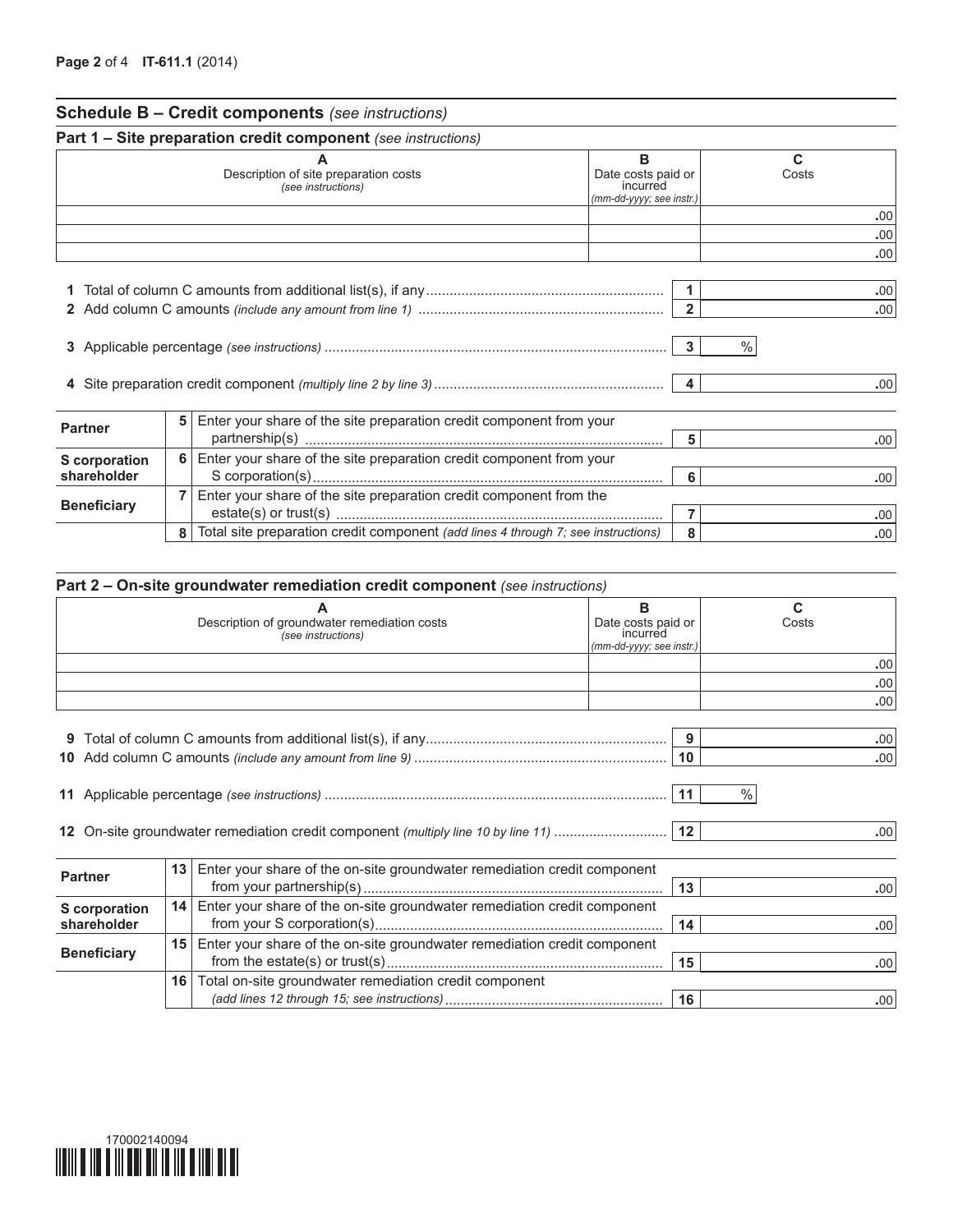## Schedule B – Credit components *(see instructions)*

### Part 1 – Site preparation credit component *(see instructions)*

| A<br>Description of site preparation costs<br>*(see instructions)* | B<br>Date costs paid or incurred<br>*(mm-dd-yyyy; see instr.)* | C<br>Costs |
|---|---|---|
| | | .00 |
| | | .00 |
| | | .00 |

| | | | |
|---|---|---|---|
| **1** | Total of column C amounts from additional list(s), if any | 1 | .00 |
| **2** | Add column C amounts *(include any amount from line 1)* | 2 | .00 |
| **3** | Applicable percentage *(see instructions)* | 3 | % |
| **4** | Site preparation credit component *(multiply line 2 by line 3)* | 4 | .00 |

| | | | | |
|---|---|---|---|---|
| **Partner** | 5 | Enter your share of the site preparation credit component from your partnership(s) | 5 | .00 |
| **S corporation shareholder** | 6 | Enter your share of the site preparation credit component from your S corporation(s) | 6 | .00 |
| **Beneficiary** | 7 | Enter your share of the site preparation credit component from the estate(s) or trust(s) | 7 | .00 |
| | 8 | Total site preparation credit component *(add lines 4 through 7; see instructions)* | 8 | .00 |

### Part 2 – On-site groundwater remediation credit component *(see instructions)*

| A<br>Description of groundwater remediation costs<br>*(see instructions)* | B<br>Date costs paid or incurred<br>*(mm-dd-yyyy; see instr.)* | C<br>Costs |
|---|---|---|
| | | .00 |
| | | .00 |
| | | .00 |

| | | | |
|---|---|---|---|
| **9** | Total of column C amounts from additional list(s), if any | 9 | .00 |
| **10** | Add column C amounts *(include any amount from line 9)* | 10 | .00 |
| **11** | Applicable percentage *(see instructions)* | 11 | % |
| **12** | On-site groundwater remediation credit component *(multiply line 10 by line 11)* | 12 | .00 |

| | | | | |
|---|---|---|---|---|
| **Partner** | 13 | Enter your share of the on-site groundwater remediation credit component from your partnership(s) | 13 | .00 |
| **S corporation shareholder** | 14 | Enter your share of the on-site groundwater remediation credit component from your S corporation(s) | 14 | .00 |
| **Beneficiary** | 15 | Enter your share of the on-site groundwater remediation credit component from the estate(s) or trust(s) | 15 | .00 |
| | 16 | Total on-site groundwater remediation credit component *(add lines 12 through 15; see instructions)* | 16 | .00 |

170002140094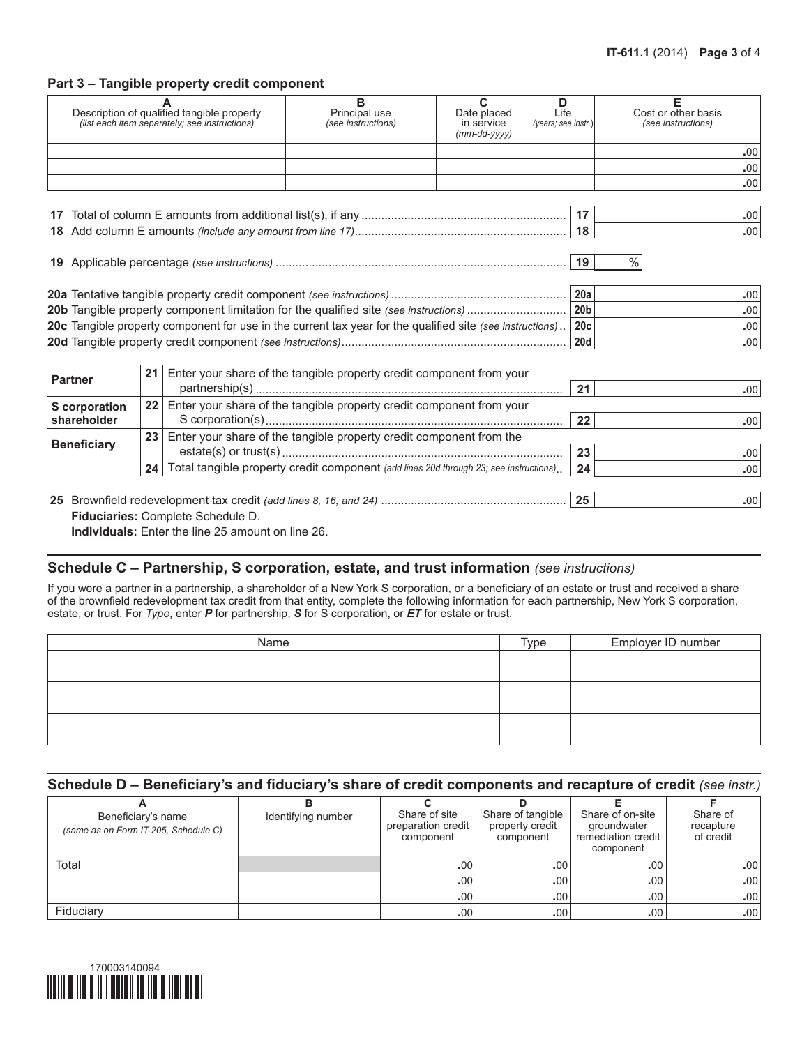## Part 3 – Tangible property credit component

| A<br>Description of qualified tangible property *(list each item separately; see instructions)* | B<br>Principal use *(see instructions)* | C<br>Date placed in service *(mm-dd-yyyy)* | D<br>Life *(years; see instr.)* | E<br>Cost or other basis *(see instructions)* |
|---|---|---|---|---|
| | | | | .00 |
| | | | | .00 |
| | | | | .00 |

| Line | Description | | Amount |
|---|---|---|---|
| 17 | Total of column E amounts from additional list(s), if any | 17 | .00 |
| 18 | Add column E amounts *(include any amount from line 17)* | 18 | .00 |
| 19 | Applicable percentage *(see instructions)* | 19 | % |
| 20a | Tentative tangible property credit component *(see instructions)* | 20a | .00 |
| 20b | Tangible property component limitation for the qualified site *(see instructions)* | 20b | .00 |
| 20c | Tangible property component for use in the current tax year for the qualified site *(see instructions)* | 20c | .00 |
| 20d | Tangible property credit component *(see instructions)* | 20d | .00 |

| | Line | Description | | Amount |
|---|---|---|---|---|
| **Partner** | 21 | Enter your share of the tangible property credit component from your partnership(s) | 21 | .00 |
| **S corporation shareholder** | 22 | Enter your share of the tangible property credit component from your S corporation(s) | 22 | .00 |
| **Beneficiary** | 23 | Enter your share of the tangible property credit component from the estate(s) or trust(s) | 23 | .00 |
| | 24 | Total tangible property credit component *(add lines 20d through 23; see instructions)* | 24 | .00 |

**25** Brownfield redevelopment tax credit *(add lines 8, 16, and 24)* ..... **25** .00

**Fiduciaries:** Complete Schedule D.

**Individuals:** Enter the line 25 amount on line 26.

## Schedule C – Partnership, S corporation, estate, and trust information *(see instructions)*

If you were a partner in a partnership, a shareholder of a New York S corporation, or a beneficiary of an estate or trust and received a share of the brownfield redevelopment tax credit from that entity, complete the following information for each partnership, New York S corporation, estate, or trust. For *Type*, enter ***P*** for partnership, ***S*** for S corporation, or ***ET*** for estate or trust.

| Name | Type | Employer ID number |
|---|---|---|
| | | |
| | | |
| | | |

## Schedule D – Beneficiary's and fiduciary's share of credit components and recapture of credit *(see instr.)*

| A<br>Beneficiary's name *(same as on Form IT-205, Schedule C)* | B<br>Identifying number | C<br>Share of site preparation credit component | D<br>Share of tangible property credit component | E<br>Share of on-site groundwater remediation credit component | F<br>Share of recapture of credit |
|---|---|---|---|---|---|
| Total | | .00 | .00 | .00 | .00 |
| | | .00 | .00 | .00 | .00 |
| | | .00 | .00 | .00 | .00 |
| Fiduciary | | .00 | .00 | .00 | .00 |

170003140094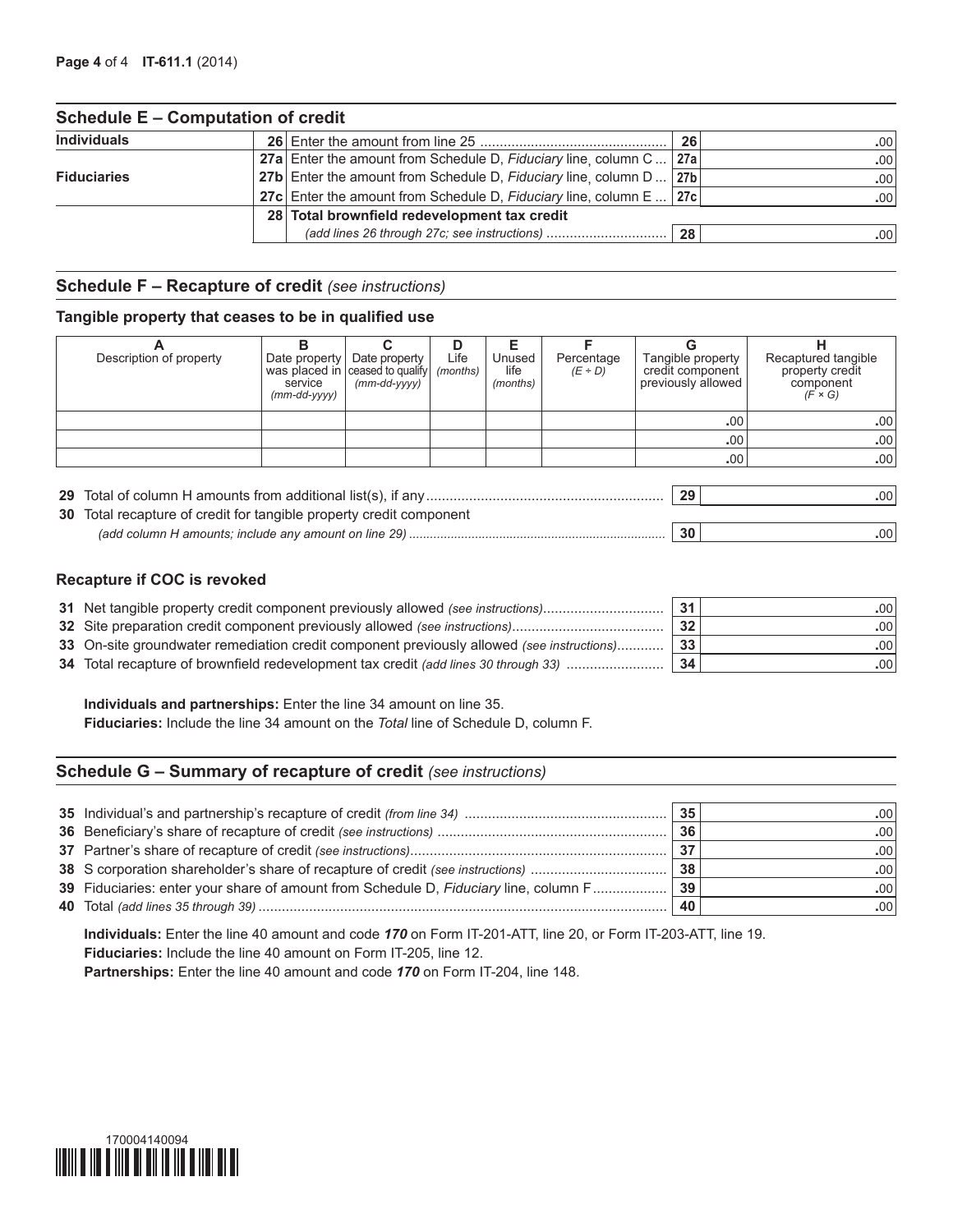## Schedule E – Computation of credit

| | | | | |
|---|---|---|---|---|
| **Individuals** | **26** | Enter the amount from line 25 | **26** | .00 |
| **Fiduciaries** | **27a** | Enter the amount from Schedule D, *Fiduciary* line, column C | **27a** | .00 |
| | **27b** | Enter the amount from Schedule D, *Fiduciary* line, column D | **27b** | .00 |
| | **27c** | Enter the amount from Schedule D, *Fiduciary* line, column E | **27c** | .00 |
| | **28** | **Total brownfield redevelopment tax credit** *(add lines 26 through 27c; see instructions)* | **28** | .00 |

## Schedule F – Recapture of credit *(see instructions)*

### Tangible property that ceases to be in qualified use

| A<br>Description of property | B<br>Date property was placed in service *(mm-dd-yyyy)* | C<br>Date property ceased to qualify *(mm-dd-yyyy)* | D<br>Life *(months)* | E<br>Unused life *(months)* | F<br>Percentage *(E ÷ D)* | G<br>Tangible property credit component previously allowed | H<br>Recaptured tangible property credit component *(F × G)* |
|---|---|---|---|---|---|---|---|
| | | | | | | .00 | .00 |
| | | | | | | .00 | .00 |
| | | | | | | .00 | .00 |

| | | | |
|---|---|---|---|
| **29** | Total of column H amounts from additional list(s), if any | **29** | .00 |
| **30** | Total recapture of credit for tangible property credit component *(add column H amounts; include any amount on line 29)* | **30** | .00 |

### Recapture if COC is revoked

| | | | |
|---|---|---|---|
| **31** | Net tangible property credit component previously allowed *(see instructions)* | **31** | .00 |
| **32** | Site preparation credit component previously allowed *(see instructions)* | **32** | .00 |
| **33** | On-site groundwater remediation credit component previously allowed *(see instructions)* | **33** | .00 |
| **34** | Total recapture of brownfield redevelopment tax credit *(add lines 30 through 33)* | **34** | .00 |

**Individuals and partnerships:** Enter the line 34 amount on line 35.
**Fiduciaries:** Include the line 34 amount on the *Total* line of Schedule D, column F.

## Schedule G – Summary of recapture of credit *(see instructions)*

| | | | |
|---|---|---|---|
| **35** | Individual's and partnership's recapture of credit *(from line 34)* | **35** | .00 |
| **36** | Beneficiary's share of recapture of credit *(see instructions)* | **36** | .00 |
| **37** | Partner's share of recapture of credit *(see instructions)* | **37** | .00 |
| **38** | S corporation shareholder's share of recapture of credit *(see instructions)* | **38** | .00 |
| **39** | Fiduciaries: enter your share of amount from Schedule D, *Fiduciary* line, column F | **39** | .00 |
| **40** | Total *(add lines 35 through 39)* | **40** | .00 |

**Individuals:** Enter the line 40 amount and code ***170*** on Form IT-201-ATT, line 20, or Form IT-203-ATT, line 19.
**Fiduciaries:** Include the line 40 amount on Form IT-205, line 12.
**Partnerships:** Enter the line 40 amount and code ***170*** on Form IT-204, line 148.

170004140094